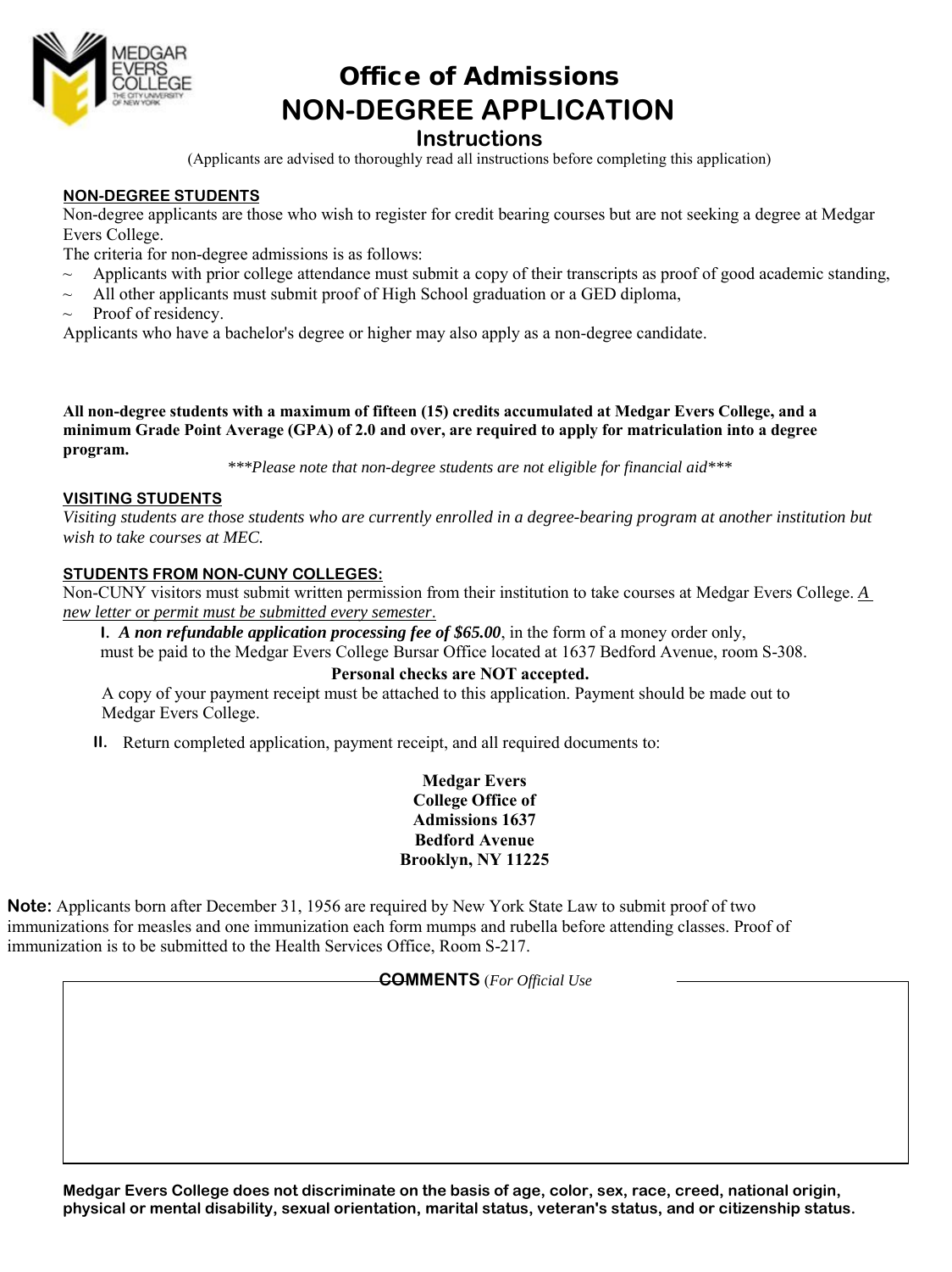# Office of Admissions
# NON-DEGREE APPLICATION
## Instructions

(Applicants are advised to thoroughly read all instructions before completing this application)

**NON-DEGREE STUDENTS**

Non-degree applicants are those who wish to register for credit bearing courses but are not seeking a degree at Medgar Evers College.

The criteria for non-degree admissions is as follows:

- ~ Applicants with prior college attendance must submit a copy of their transcripts as proof of good academic standing,
- ~ All other applicants must submit proof of High School graduation or a GED diploma,
- ~ Proof of residency.

Applicants who have a bachelor's degree or higher may also apply as a non-degree candidate.

**All non-degree students with a maximum of fifteen (15) credits accumulated at Medgar Evers College, and a minimum Grade Point Average (GPA) of 2.0 and over, are required to apply for matriculation into a degree program.**

*\*\*\*Please note that non-degree students are not eligible for financial aid\*\*\**

**VISITING STUDENTS**

*Visiting students are those students who are currently enrolled in a degree-bearing program at another institution but wish to take courses at MEC.*

**STUDENTS FROM NON-CUNY COLLEGES:**

Non-CUNY visitors must submit written permission from their institution to take courses at Medgar Evers College. *A new letter* or *permit must be submitted every semester*.

I. ***A non refundable application processing fee of $65.00***, in the form of a money order only, must be paid to the Medgar Evers College Bursar Office located at 1637 Bedford Avenue, room S-308.

**Personal checks are NOT accepted.**

A copy of your payment receipt must be attached to this application. Payment should be made out to Medgar Evers College.

II. Return completed application, payment receipt, and all required documents to:

**Medgar Evers College Office of Admissions 1637 Bedford Avenue Brooklyn, NY 11225**

**Note:** Applicants born after December 31, 1956 are required by New York State Law to submit proof of two immunizations for measles and one immunization each form mumps and rubella before attending classes. Proof of immunization is to be submitted to the Health Services Office, Room S-217.

**COMMENTS** (*For Official Use*

**Medgar Evers College does not discriminate on the basis of age, color, sex, race, creed, national origin, physical or mental disability, sexual orientation, marital status, veteran's status, and or citizenship status.**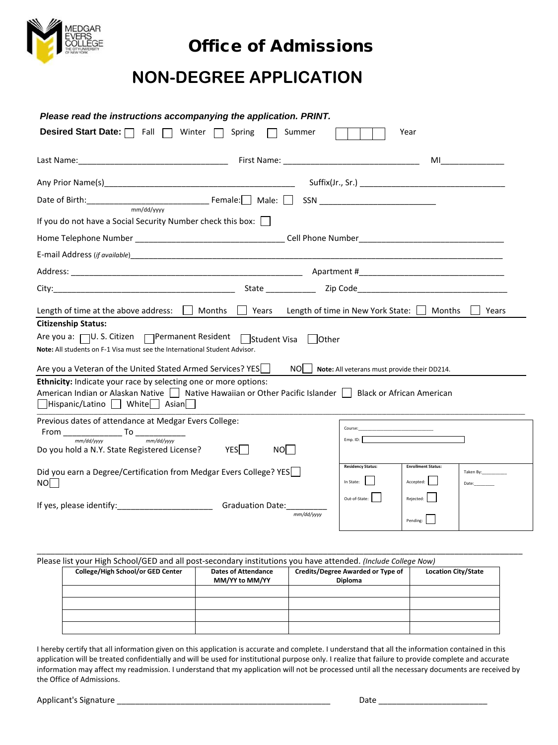MEDGAR EVERS COLLEGE
THE CITY UNIVERSITY OF NEW YORK

# Office of Admissions

# NON-DEGREE APPLICATION

***Please read the instructions accompanying the application. PRINT.***

**Desired Start Date:** ☐ Fall ☐ Winter ☐ Spring ☐ Summer ☐☐☐☐ Year

Last Name:________________________________ First Name: _____________________________ MI______________

Any Prior Name(s)____________________________________________ Suffix(Jr., Sr.) _______________________________

Date of Birth:__________________________ Female:☐ Male: ☐ SSN __________________________
mm/dd/yyyy

If you do not have a Social Security Number check this box: ☐

Home Telephone Number ________________________________ Cell Phone Number_______________________________

E-mail Address *(if available)*________________________________________________________________________________

Address: ____________________________________________________ Apartment #______________________________

City:__________________________________________ State ___________ Zip Code__________________________________

Length of time at the above address: ☐ Months ☐ Years Length of time in New York State: ☐ Months ☐ Years

**Citizenship Status:**

Are you a: ☐U. S. Citizen ☐Permanent Resident ☐Student Visa ☐Other

**Note:** All students on F-1 Visa must see the International Student Advisor.

Are you a Veteran of the United Stated Armed Services? YES☐ NO☐ **Note:** All veterans must provide their DD214.

**Ethnicity:** Indicate your race by selecting one or more options:
American Indian or Alaskan Native ☐ Native Hawaiian or Other Pacific Islander ☐ Black or African American ☐Hispanic/Latino ☐ White☐ Asian☐

Previous dates of attendance at Medgar Evers College:
From _____________ To ___________
mm/dd/yyyy mm/dd/yyyy

Do you hold a N.Y. State Registered License? YES☐ NO☐

Did you earn a Degree/Certification from Medgar Evers College? YES☐ NO☐

If yes, please identify:_____________________ Graduation Date:_________
mm/dd/yyyy

Course:_________________________
Emp. ID: ☐

| Residency Status: | Enrollment Status: | |
|---|---|---|
| In State: ☐ | Accepted: ☐ | Taken By:_________ |
| Out-of-State: ☐ | Rejected: ☐ | Date:________ |
| | Pending: ☐ | |

Please list your High School/GED and all post-secondary institutions you have attended. *(Include College Now)*

| College/High School/or GED Center | Dates of Attendance MM/YY to MM/YY | Credits/Degree Awarded or Type of Diploma | Location City/State |
|---|---|---|---|
| | | | |
| | | | |
| | | | |
| | | | |

I hereby certify that all information given on this application is accurate and complete. I understand that all the information contained in this application will be treated confidentially and will be used for institutional purpose only. I realize that failure to provide complete and accurate information may affect my readmission. I understand that my application will not be processed until all the necessary documents are received by the Office of Admissions.

Applicant's Signature _______________________________________________ Date ________________________